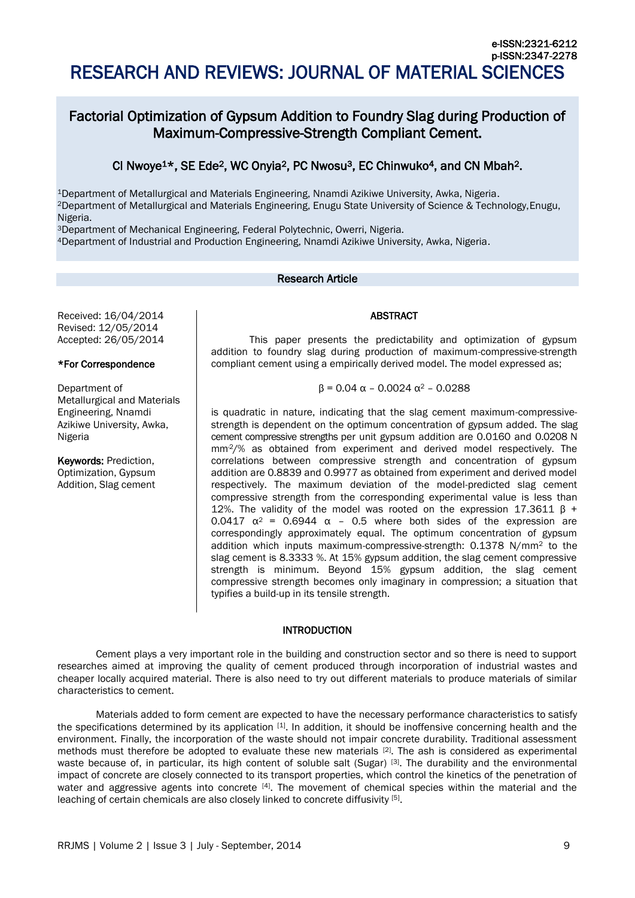e-ISSN:2321-6212
p-ISSN:2347-2278

# RESEARCH AND REVIEWS: JOURNAL OF MATERIAL SCIENCES

## Factorial Optimization of Gypsum Addition to Foundry Slag during Production of Maximum-Compressive-Strength Compliant Cement.

**CI Nwoye[1]\*, SE Ede[2], WC Onyia[2], PC Nwosu[3], EC Chinwuko[4], and CN Mbah[2].**

[1]Department of Metallurgical and Materials Engineering, Nnamdi Azikiwe University, Awka, Nigeria.
[2]Department of Metallurgical and Materials Engineering, Enugu State University of Science & Technology, Enugu, Nigeria.
[3]Department of Mechanical Engineering, Federal Polytechnic, Owerri, Nigeria.
[4]Department of Industrial and Production Engineering, Nnamdi Azikiwe University, Awka, Nigeria.

**Research Article**

Received: 16/04/2014
Revised: 12/05/2014
Accepted: 26/05/2014

**\*For Correspondence**

Department of Metallurgical and Materials Engineering, Nnamdi Azikiwe University, Awka, Nigeria

**Keywords:** Prediction, Optimization, Gypsum Addition, Slag cement

### ABSTRACT

This paper presents the predictability and optimization of gypsum addition to foundry slag during production of maximum-compressive-strength compliant cement using a empirically derived model. The model expressed as;

$$\beta = 0.04\ \alpha - 0.0024\ \alpha^2 - 0.0288$$

is quadratic in nature, indicating that the slag cement maximum-compressive-strength is dependent on the optimum concentration of gypsum added. The slag cement compressive strengths per unit gypsum addition are 0.0160 and 0.0208 N $mm^{-2}$/% as obtained from experiment and derived model respectively. The correlations between compressive strength and concentration of gypsum addition are 0.8839 and 0.9977 as obtained from experiment and derived model respectively. The maximum deviation of the model-predicted slag cement compressive strength from the corresponding experimental value is less than 12%. The validity of the model was rooted on the expression $17.3611\ \beta + 0.0417\ \alpha^2 = 0.6944\ \alpha - 0.5$ where both sides of the expression are correspondingly approximately equal. The optimum concentration of gypsum addition which inputs maximum-compressive-strength: 0.1378 $N/mm^2$ to the slag cement is 8.3333 %. At 15% gypsum addition, the slag cement compressive strength is minimum. Beyond 15% gypsum addition, the slag cement compressive strength becomes only imaginary in compression; a situation that typifies a build-up in its tensile strength.

### INTRODUCTION

Cement plays a very important role in the building and construction sector and so there is need to support researches aimed at improving the quality of cement produced through incorporation of industrial wastes and cheaper locally acquired material. There is also need to try out different materials to produce materials of similar characteristics to cement.

Materials added to form cement are expected to have the necessary performance characteristics to satisfy the specifications determined by its application [1]. In addition, it should be inoffensive concerning health and the environment. Finally, the incorporation of the waste should not impair concrete durability. Traditional assessment methods must therefore be adopted to evaluate these new materials [2]. The ash is considered as experimental waste because of, in particular, its high content of soluble salt (Sugar) [3]. The durability and the environmental impact of concrete are closely connected to its transport properties, which control the kinetics of the penetration of water and aggressive agents into concrete [4]. The movement of chemical species within the material and the leaching of certain chemicals are also closely linked to concrete diffusivity [5].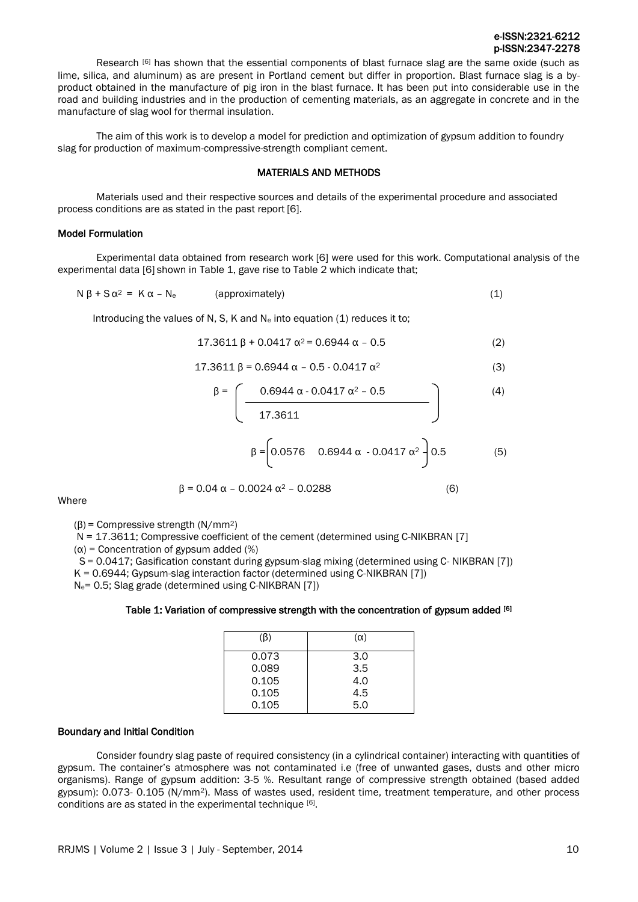Research [6] has shown that the essential components of blast furnace slag are the same oxide (such as lime, silica, and aluminum) as are present in Portland cement but differ in proportion. Blast furnace slag is a by-product obtained in the manufacture of pig iron in the blast furnace. It has been put into considerable use in the road and building industries and in the production of cementing materials, as an aggregate in concrete and in the manufacture of slag wool for thermal insulation.

The aim of this work is to develop a model for prediction and optimization of gypsum addition to foundry slag for production of maximum-compressive-strength compliant cement.

## MATERIALS AND METHODS

Materials used and their respective sources and details of the experimental procedure and associated process conditions are as stated in the past report [6].

### Model Formulation

Experimental data obtained from research work [6] were used for this work. Computational analysis of the experimental data [6] shown in Table 1, gave rise to Table 2 which indicate that;

$$N\beta + S\alpha^2 = K\alpha - N_e \quad \text{(approximately)} \tag{1}$$

Introducing the values of N, S, K and $N_e$ into equation (1) reduces it to;

$$17.3611\,\beta + 0.0417\,\alpha^2 = 0.6944\,\alpha - 0.5 \tag{2}$$

$$17.3611\,\beta = 0.6944\,\alpha - 0.5 - 0.0417\,\alpha^2 \tag{3}$$

$$\beta = \left(\frac{0.6944\,\alpha - 0.0417\,\alpha^2 - 0.5}{17.3611}\right) \tag{4}$$

$$\beta = \left(0.0576 \quad 0.6944\,\alpha - 0.0417\,\alpha^2 - \right) 0.5 \tag{5}$$

$$\beta = 0.04\,\alpha - 0.0024\,\alpha^2 - 0.0288 \tag{6}$$

Where

($\beta$) = Compressive strength (N/mm$^2$)

N = 17.3611; Compressive coefficient of the cement (determined using C-NIKBRAN [7]

($\alpha$) = Concentration of gypsum added (%)

S = 0.0417; Gasification constant during gypsum-slag mixing (determined using C- NIKBRAN [7])

K = 0.6944; Gypsum-slag interaction factor (determined using C-NIKBRAN [7])

$N_e$= 0.5; Slag grade (determined using C-NIKBRAN [7])

**Table 1: Variation of compressive strength with the concentration of gypsum added [6]**

| ($\beta$) | ($\alpha$) |
|---|---|
| 0.073 | 3.0 |
| 0.089 | 3.5 |
| 0.105 | 4.0 |
| 0.105 | 4.5 |
| 0.105 | 5.0 |

### Boundary and Initial Condition

Consider foundry slag paste of required consistency (in a cylindrical container) interacting with quantities of gypsum. The container's atmosphere was not contaminated i.e (free of unwanted gases, dusts and other micro organisms). Range of gypsum addition: 3-5 %. Resultant range of compressive strength obtained (based added gypsum): 0.073- 0.105 (N/mm$^2$). Mass of wastes used, resident time, treatment temperature, and other process conditions are as stated in the experimental technique [6].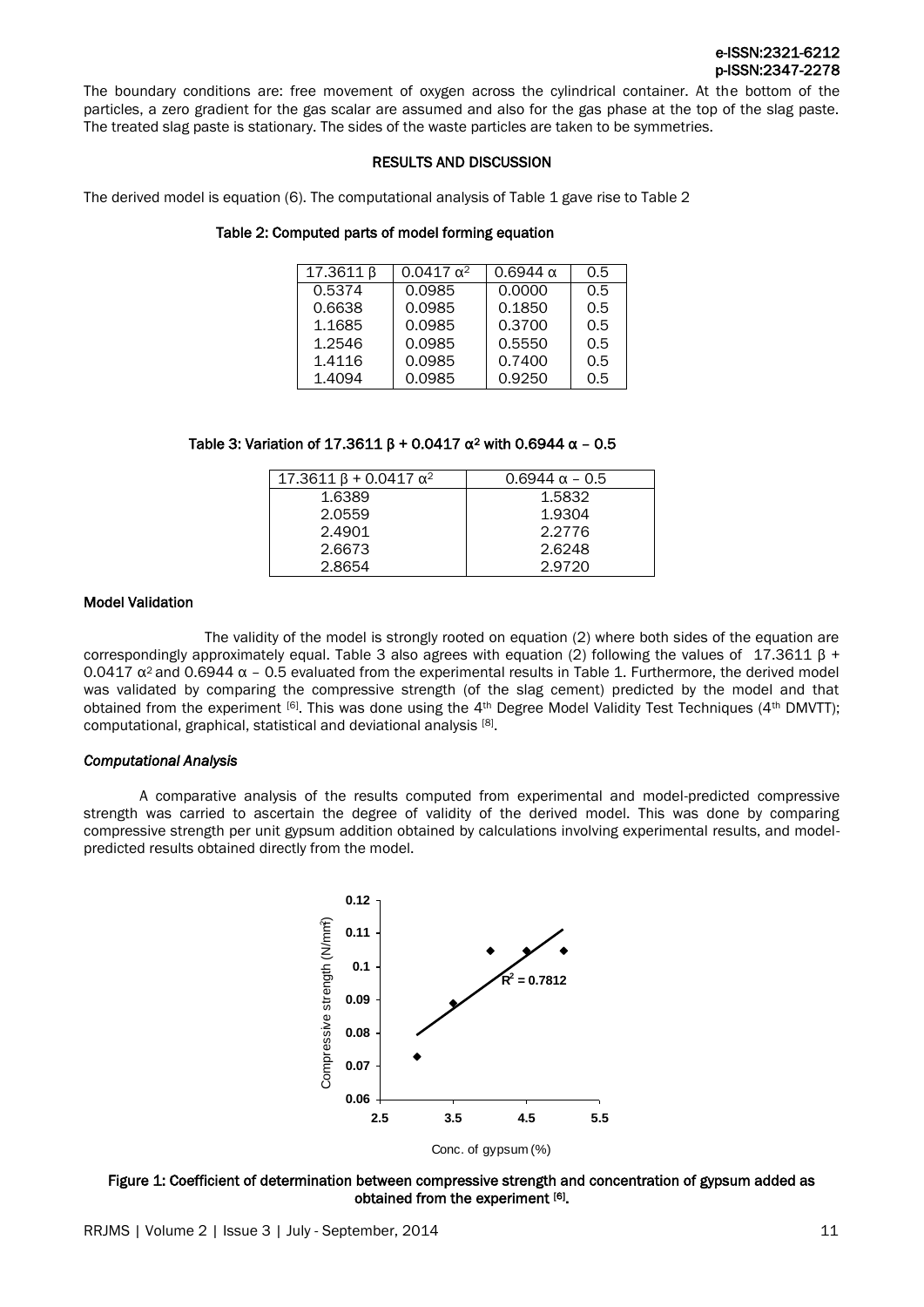The boundary conditions are: free movement of oxygen across the cylindrical container. At the bottom of the particles, a zero gradient for the gas scalar are assumed and also for the gas phase at the top of the slag paste. The treated slag paste is stationary. The sides of the waste particles are taken to be symmetries.

## RESULTS AND DISCUSSION

The derived model is equation (6). The computational analysis of Table 1 gave rise to Table 2

**Table 2: Computed parts of model forming equation**

| $17.3611\ \beta$ | $0.0417\ \alpha^2$ | $0.6944\ \alpha$ | 0.5 |
|---|---|---|---|
| 0.5374 | 0.0985 | 0.0000 | 0.5 |
| 0.6638 | 0.0985 | 0.1850 | 0.5 |
| 1.1685 | 0.0985 | 0.3700 | 0.5 |
| 1.2546 | 0.0985 | 0.5550 | 0.5 |
| 1.4116 | 0.0985 | 0.7400 | 0.5 |
| 1.4094 | 0.0985 | 0.9250 | 0.5 |

**Table 3: Variation of $17.3611\ \beta + 0.0417\ \alpha^2$ with $0.6944\ \alpha - 0.5$**

| $17.3611\ \beta + 0.0417\ \alpha^2$ | $0.6944\ \alpha - 0.5$ |
|---|---|
| 1.6389 | 1.5832 |
| 2.0559 | 1.9304 |
| 2.4901 | 2.2776 |
| 2.6673 | 2.6248 |
| 2.8654 | 2.9720 |

### Model Validation

The validity of the model is strongly rooted on equation (2) where both sides of the equation are correspondingly approximately equal. Table 3 also agrees with equation (2) following the values of $17.3611\ \beta + 0.0417\ \alpha^2$ and $0.6944\ \alpha - 0.5$ evaluated from the experimental results in Table 1. Furthermore, the derived model was validated by comparing the compressive strength (of the slag cement) predicted by the model and that obtained from the experiment [6]. This was done using the 4th Degree Model Validity Test Techniques (4th DMVTT); computational, graphical, statistical and deviational analysis [8].

#### *Computational Analysis*

A comparative analysis of the results computed from experimental and model-predicted compressive strength was carried to ascertain the degree of validity of the derived model. This was done by comparing compressive strength per unit gypsum addition obtained by calculations involving experimental results, and model-predicted results obtained directly from the model.

**Figure 1: Coefficient of determination between compressive strength and concentration of gypsum added as obtained from the experiment [6].**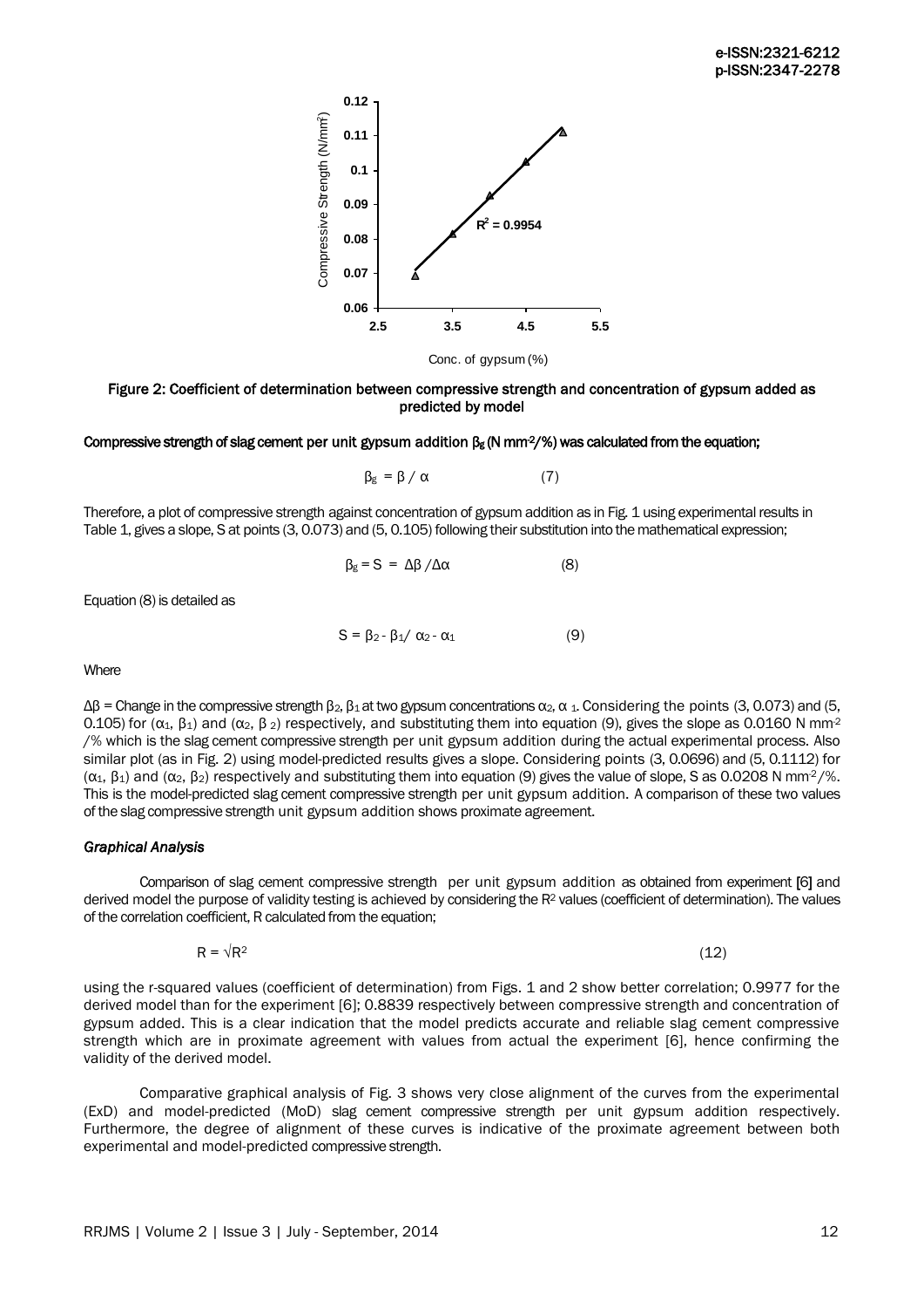Figure 2: Coefficient of determination between compressive strength and concentration of gypsum added as predicted by model

**Compressive strength of slag cement per unit gypsum addition $\beta_g$ (N mm$^{-2}$/%) was calculated from the equation;**

$$\beta_g = \beta / \alpha \qquad (7)$$

Therefore, a plot of compressive strength against concentration of gypsum addition as in Fig. 1 using experimental results in Table 1, gives a slope, S at points (3, 0.073) and (5, 0.105) following their substitution into the mathematical expression;

$$\beta_g = S = \Delta\beta / \Delta\alpha \qquad (8)$$

Equation (8) is detailed as

$$S = \beta_2 - \beta_1 / \alpha_2 - \alpha_1 \qquad (9)$$

Where

$\Delta\beta$ = Change in the compressive strength $\beta_2$, $\beta_1$ at two gypsum concentrations $\alpha_2$, $\alpha_1$. Considering the points (3, 0.073) and (5, 0.105) for ($\alpha_1$, $\beta_1$) and ($\alpha_2$, $\beta_2$) respectively, and substituting them into equation (9), gives the slope as 0.0160 N mm$^{-2}$/% which is the slag cement compressive strength per unit gypsum addition during the actual experimental process. Also similar plot (as in Fig. 2) using model-predicted results gives a slope. Considering points (3, 0.0696) and (5, 0.1112) for ($\alpha_1$, $\beta_1$) and ($\alpha_2$, $\beta_2$) respectively and substituting them into equation (9) gives the value of slope, S as 0.0208 N mm$^{-2}$/%. This is the model-predicted slag cement compressive strength per unit gypsum addition. A comparison of these two values of the slag compressive strength unit gypsum addition shows proximate agreement.

### *Graphical Analysis*

Comparison of slag cement compressive strength per unit gypsum addition as obtained from experiment [6] and derived model the purpose of validity testing is achieved by considering the $R^2$ values (coefficient of determination). The values of the correlation coefficient, R calculated from the equation;

$$R = \sqrt{R^2} \qquad (12)$$

using the r-squared values (coefficient of determination) from Figs. 1 and 2 show better correlation; 0.9977 for the derived model than for the experiment [6]; 0.8839 respectively between compressive strength and concentration of gypsum added. This is a clear indication that the model predicts accurate and reliable slag cement compressive strength which are in proximate agreement with values from actual the experiment [6], hence confirming the validity of the derived model.

Comparative graphical analysis of Fig. 3 shows very close alignment of the curves from the experimental (ExD) and model-predicted (MoD) slag cement compressive strength per unit gypsum addition respectively. Furthermore, the degree of alignment of these curves is indicative of the proximate agreement between both experimental and model-predicted compressive strength.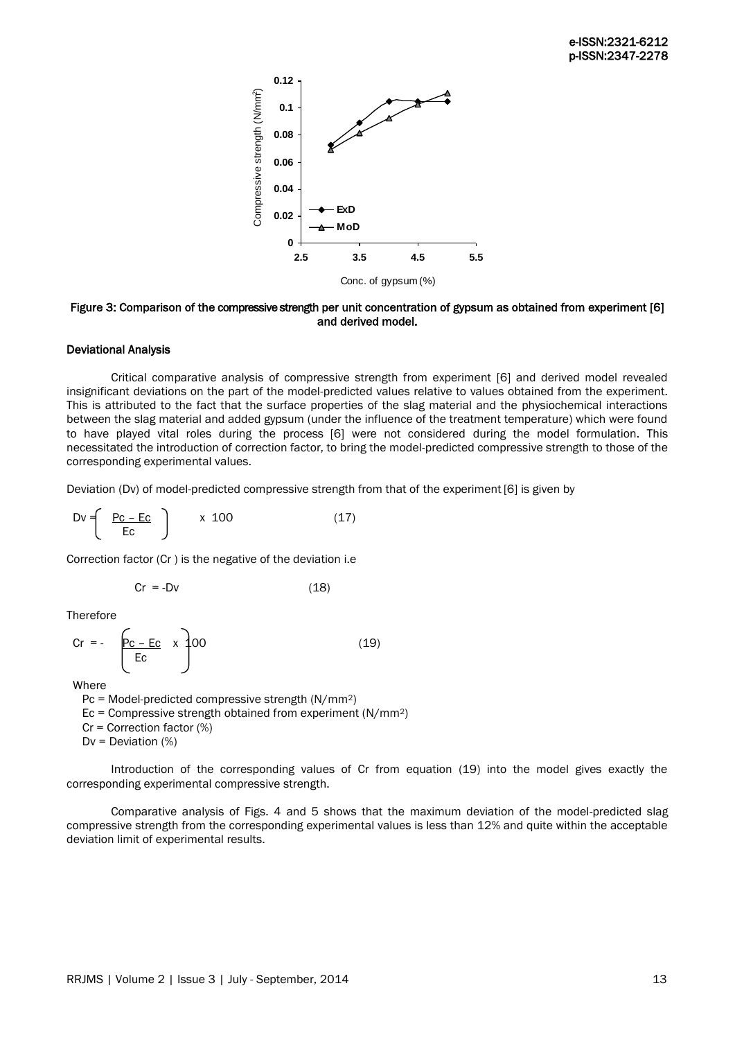Figure 3: Comparison of the compressive strength per unit concentration of gypsum as obtained from experiment [6] and derived model.

#### Deviational Analysis

Critical comparative analysis of compressive strength from experiment [6] and derived model revealed insignificant deviations on the part of the model-predicted values relative to values obtained from the experiment. This is attributed to the fact that the surface properties of the slag material and the physiochemical interactions between the slag material and added gypsum (under the influence of the treatment temperature) which were found to have played vital roles during the process [6] were not considered during the model formulation. This necessitated the introduction of correction factor, to bring the model-predicted compressive strength to those of the corresponding experimental values.

Deviation (Dv) of model-predicted compressive strength from that of the experiment [6] is given by

$$Dv = \left( \frac{Pc - Ec}{Ec} \right) \times 100 \qquad (17)$$

Correction factor (Cr ) is the negative of the deviation i.e

$$Cr = -Dv \qquad (18)$$

Therefore

$$Cr = - \left( \frac{Pc - Ec}{Ec} \times 100 \right) \qquad (19)$$

Where

Pc = Model-predicted compressive strength ($N/mm^2$)
Ec = Compressive strength obtained from experiment ($N/mm^2$)
Cr = Correction factor (%)
Dv = Deviation (%)

Introduction of the corresponding values of Cr from equation (19) into the model gives exactly the corresponding experimental compressive strength.

Comparative analysis of Figs. 4 and 5 shows that the maximum deviation of the model-predicted slag compressive strength from the corresponding experimental values is less than 12% and quite within the acceptable deviation limit of experimental results.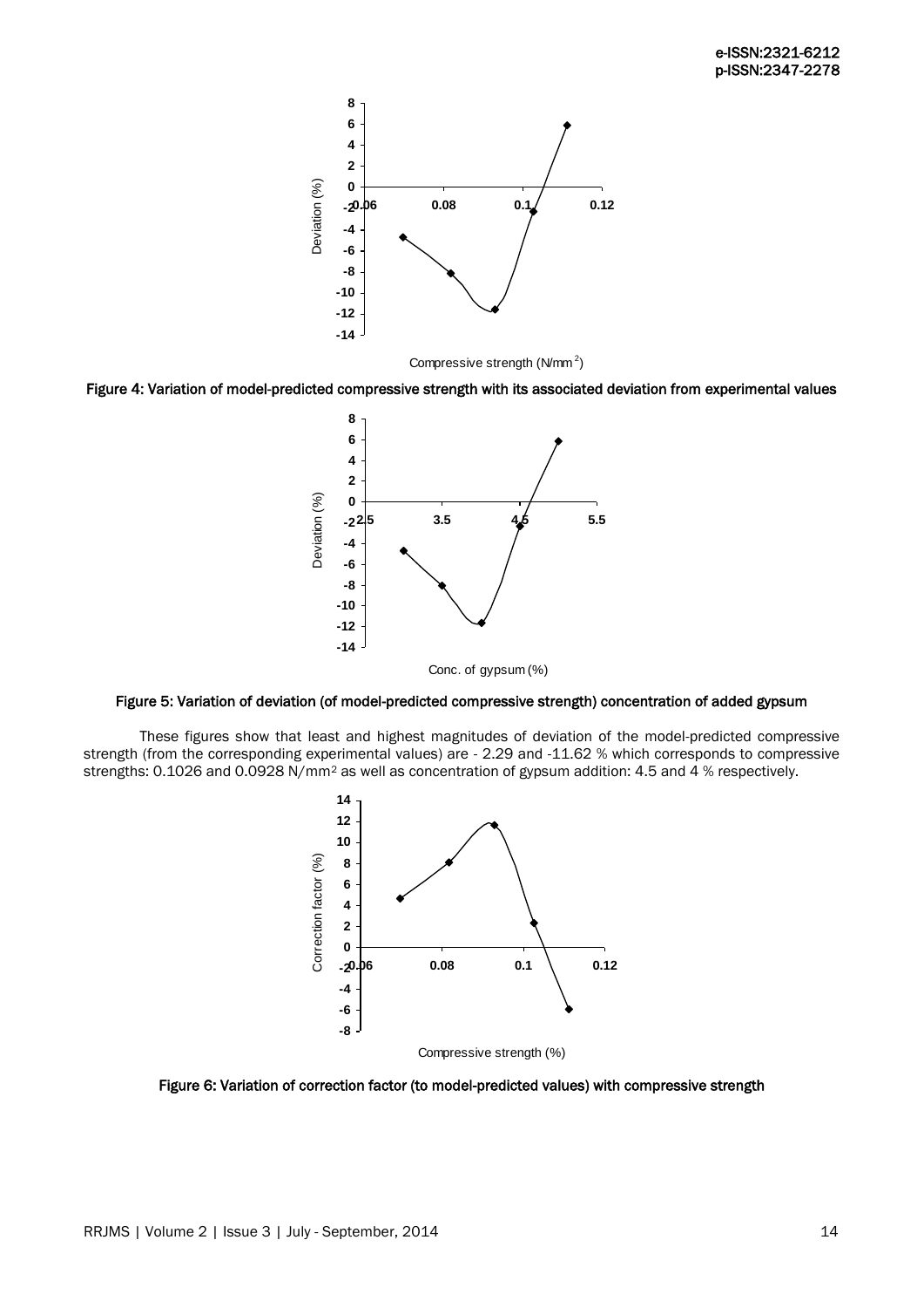Figure 4: Variation of model-predicted compressive strength with its associated deviation from experimental values

Figure 5: Variation of deviation (of model-predicted compressive strength) concentration of added gypsum

These figures show that least and highest magnitudes of deviation of the model-predicted compressive strength (from the corresponding experimental values) are - 2.29 and -11.62 % which corresponds to compressive strengths: 0.1026 and 0.0928 N/mm$^2$ as well as concentration of gypsum addition: 4.5 and 4 % respectively.

Figure 6: Variation of correction factor (to model-predicted values) with compressive strength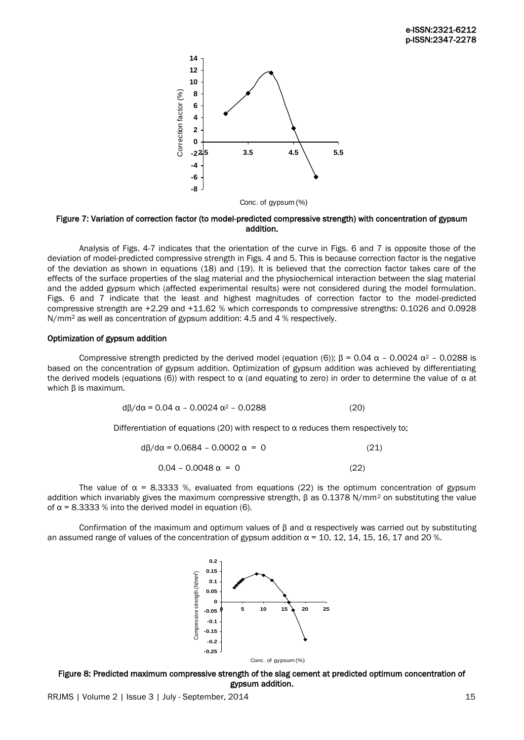Figure 7: Variation of correction factor (to model-predicted compressive strength) with concentration of gypsum addition.

Analysis of Figs. 4-7 indicates that the orientation of the curve in Figs. 6 and 7 is opposite those of the deviation of model-predicted compressive strength in Figs. 4 and 5. This is because correction factor is the negative of the deviation as shown in equations (18) and (19). It is believed that the correction factor takes care of the effects of the surface properties of the slag material and the physiochemical interaction between the slag material and the added gypsum which (affected experimental results) were not considered during the model formulation. Figs. 6 and 7 indicate that the least and highest magnitudes of correction factor to the model-predicted compressive strength are +2.29 and +11.62 % which corresponds to compressive strengths: 0.1026 and 0.0928 $N/mm^2$ as well as concentration of gypsum addition: 4.5 and 4 % respectively.

### Optimization of gypsum addition

Compressive strength predicted by the derived model (equation (6)); $\beta = 0.04\,\alpha - 0.0024\,\alpha^2 - 0.0288$ is based on the concentration of gypsum addition. Optimization of gypsum addition was achieved by differentiating the derived models (equations (6)) with respect to $\alpha$ (and equating to zero) in order to determine the value of $\alpha$ at which $\beta$ is maximum.

$$d\beta/d\alpha = 0.04\,\alpha - 0.0024\,\alpha^2 - 0.0288 \qquad (20)$$

Differentiation of equations (20) with respect to $\alpha$ reduces them respectively to;

$$d\beta/d\alpha = 0.0684 - 0.0002\,\alpha = 0 \qquad (21)$$

$$0.04 - 0.0048\,\alpha = 0 \qquad (22)$$

The value of $\alpha$ = 8.3333 %, evaluated from equations (22) is the optimum concentration of gypsum addition which invariably gives the maximum compressive strength, $\beta$ as 0.1378 $N/mm^2$ on substituting the value of $\alpha$ = 8.3333 % into the derived model in equation (6).

Confirmation of the maximum and optimum values of $\beta$ and $\alpha$ respectively was carried out by substituting an assumed range of values of the concentration of gypsum addition $\alpha$ = 10, 12, 14, 15, 16, 17 and 20 %.

Figure 8: Predicted maximum compressive strength of the slag cement at predicted optimum concentration of gypsum addition.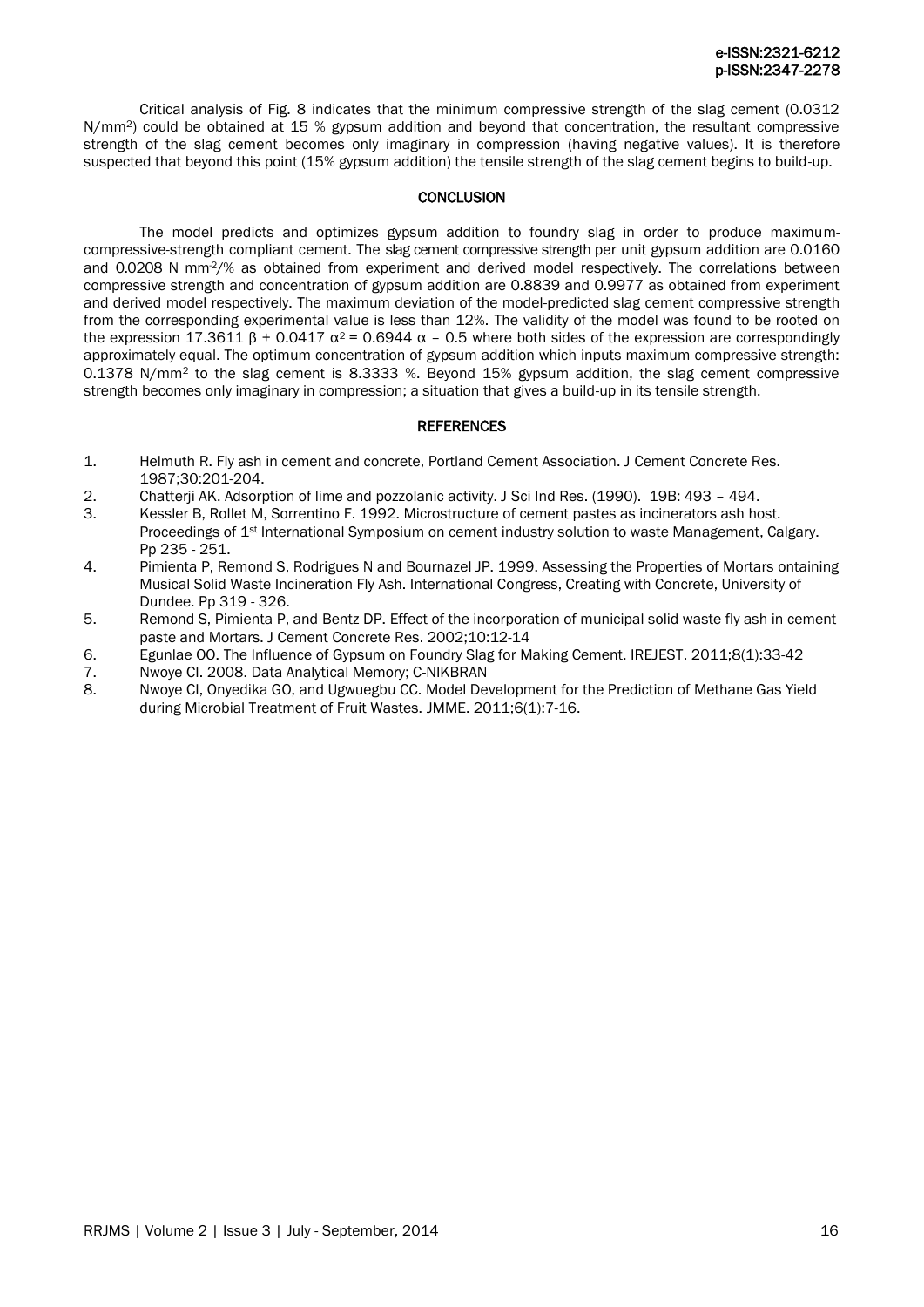Critical analysis of Fig. 8 indicates that the minimum compressive strength of the slag cement (0.0312 $N/mm^2$) could be obtained at 15 % gypsum addition and beyond that concentration, the resultant compressive strength of the slag cement becomes only imaginary in compression (having negative values). It is therefore suspected that beyond this point (15% gypsum addition) the tensile strength of the slag cement begins to build-up.

## CONCLUSION

The model predicts and optimizes gypsum addition to foundry slag in order to produce maximum-compressive-strength compliant cement. The slag cement compressive strength per unit gypsum addition are 0.0160 and 0.0208 N $mm^2$/% as obtained from experiment and derived model respectively. The correlations between compressive strength and concentration of gypsum addition are 0.8839 and 0.9977 as obtained from experiment and derived model respectively. The maximum deviation of the model-predicted slag cement compressive strength from the corresponding experimental value is less than 12%. The validity of the model was found to be rooted on the expression $17.3611\ \beta + 0.0417\ \alpha^2 = 0.6944\ \alpha - 0.5$ where both sides of the expression are correspondingly approximately equal. The optimum concentration of gypsum addition which inputs maximum compressive strength: 0.1378 $N/mm^2$ to the slag cement is 8.3333 %. Beyond 15% gypsum addition, the slag cement compressive strength becomes only imaginary in compression; a situation that gives a build-up in its tensile strength.

## REFERENCES

1. Helmuth R. Fly ash in cement and concrete, Portland Cement Association. J Cement Concrete Res. 1987;30:201-204.
2. Chatterji AK. Adsorption of lime and pozzolanic activity. J Sci Ind Res. (1990). 19B: 493 – 494.
3. Kessler B, Rollet M, Sorrentino F. 1992. Microstructure of cement pastes as incinerators ash host. Proceedings of 1st International Symposium on cement industry solution to waste Management, Calgary. Pp 235 - 251.
4. Pimienta P, Remond S, Rodrigues N and Bournazel JP. 1999. Assessing the Properties of Mortars ontaining Musical Solid Waste Incineration Fly Ash. International Congress, Creating with Concrete, University of Dundee. Pp 319 - 326.
5. Remond S, Pimienta P, and Bentz DP. Effect of the incorporation of municipal solid waste fly ash in cement paste and Mortars. J Cement Concrete Res. 2002;10:12-14
6. Egunlae OO. The Influence of Gypsum on Foundry Slag for Making Cement. IREJEST. 2011;8(1):33-42
7. Nwoye CI. 2008. Data Analytical Memory; C-NIKBRAN
8. Nwoye CI, Onyedika GO, and Ugwuegbu CC. Model Development for the Prediction of Methane Gas Yield during Microbial Treatment of Fruit Wastes. JMME. 2011;6(1):7-16.